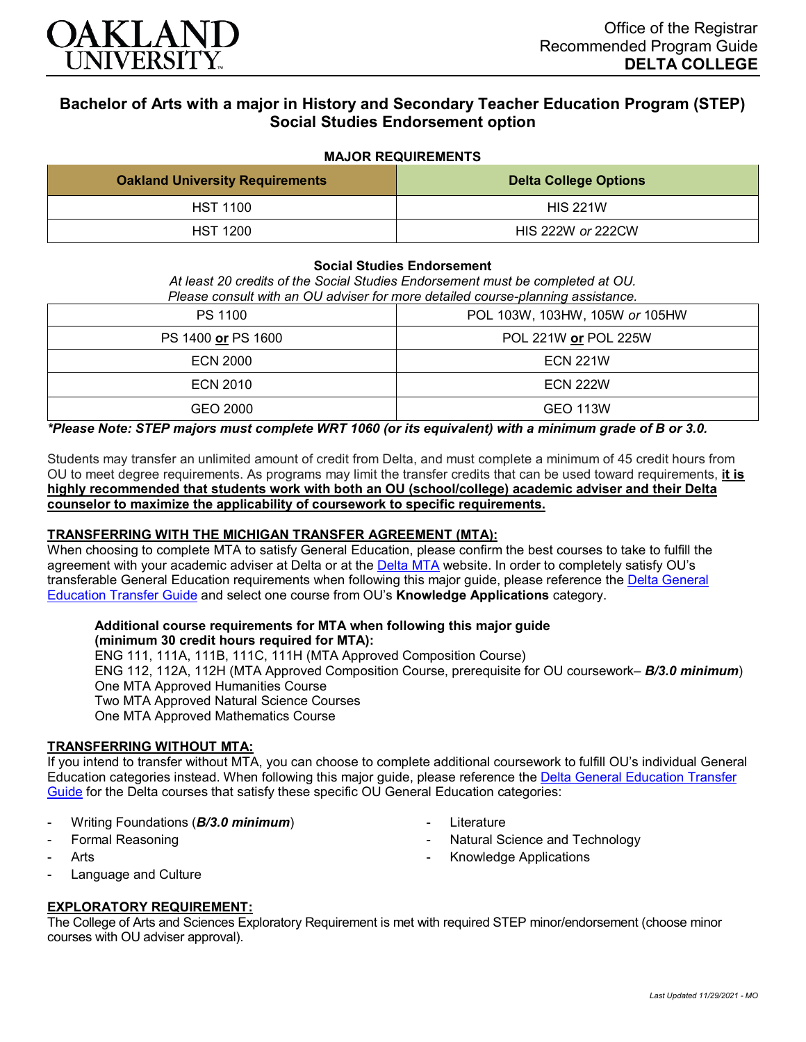Office of the Registrar
Recommended Program Guide
**DELTA COLLEGE**

# Bachelor of Arts with a major in History and Secondary Teacher Education Program (STEP) Social Studies Endorsement option

### MAJOR REQUIREMENTS

| Oakland University Requirements | Delta College Options |
|---|---|
| HST 1100 | HIS 221W |
| HST 1200 | HIS 222W *or* 222CW |

### Social Studies Endorsement

*At least 20 credits of the Social Studies Endorsement must be completed at OU.*
*Please consult with an OU adviser for more detailed course-planning assistance.*

| | |
|---|---|
| PS 1100 | POL 103W, 103HW, 105W *or* 105HW |
| PS 1400 **or** PS 1600 | POL 221W **or** POL 225W |
| ECN 2000 | ECN 221W |
| ECN 2010 | ECN 222W |
| GEO 2000 | GEO 113W |

***Please Note: STEP majors must complete WRT 1060 (or its equivalent) with a minimum grade of B or 3.0.***

Students may transfer an unlimited amount of credit from Delta, and must complete a minimum of 45 credit hours from OU to meet degree requirements. As programs may limit the transfer credits that can be used toward requirements, **it is highly recommended that students work with both an OU (school/college) academic adviser and their Delta counselor to maximize the applicability of coursework to specific requirements.**

### TRANSFERRING WITH THE MICHIGAN TRANSFER AGREEMENT (MTA):

When choosing to complete MTA to satisfy General Education, please confirm the best courses to take to fulfill the agreement with your academic adviser at Delta or at the Delta MTA website. In order to completely satisfy OU's transferable General Education requirements when following this major guide, please reference the Delta General Education Transfer Guide and select one course from OU's **Knowledge Applications** category.

**Additional course requirements for MTA when following this major guide (minimum 30 credit hours required for MTA):**
ENG 111, 111A, 111B, 111C, 111H (MTA Approved Composition Course)
ENG 112, 112A, 112H (MTA Approved Composition Course, prerequisite for OU coursework– ***B/3.0 minimum***)
One MTA Approved Humanities Course
Two MTA Approved Natural Science Courses
One MTA Approved Mathematics Course

### TRANSFERRING WITHOUT MTA:

If you intend to transfer without MTA, you can choose to complete additional coursework to fulfill OU's individual General Education categories instead. When following this major guide, please reference the Delta General Education Transfer Guide for the Delta courses that satisfy these specific OU General Education categories:

- Writing Foundations (***B/3.0 minimum***)
- Formal Reasoning
- Arts
- Language and Culture
- Literature
- Natural Science and Technology
- Knowledge Applications

### EXPLORATORY REQUIREMENT:

The College of Arts and Sciences Exploratory Requirement is met with required STEP minor/endorsement (choose minor courses with OU adviser approval).

*Last Updated 11/29/2021 - MO*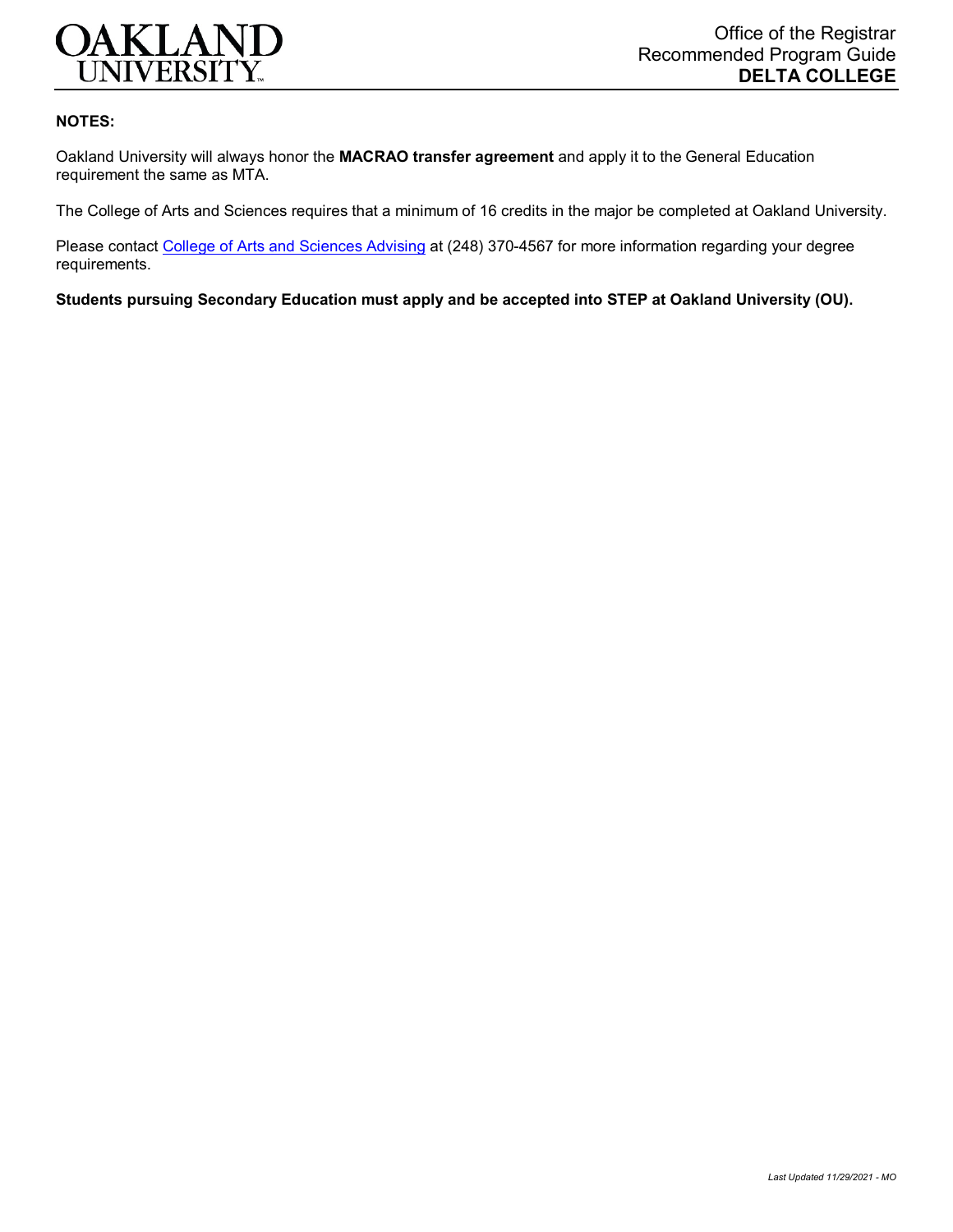**NOTES:**

Oakland University will always honor the **MACRAO transfer agreement** and apply it to the General Education requirement the same as MTA.

The College of Arts and Sciences requires that a minimum of 16 credits in the major be completed at Oakland University.

Please contact College of Arts and Sciences Advising at (248) 370-4567 for more information regarding your degree requirements.

**Students pursuing Secondary Education must apply and be accepted into STEP at Oakland University (OU).**

*Last Updated 11/29/2021 - MO*